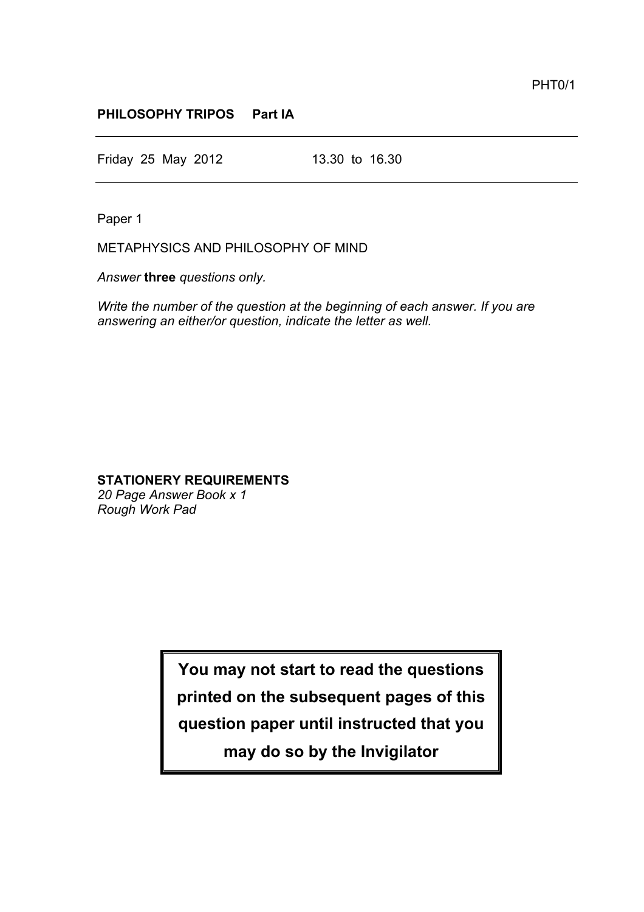PHT0/1

**PHILOSOPHY TRIPOS Part IA**

Friday 25 May 2012 13.30 to 16.30

Paper 1

METAPHYSICS AND PHILOSOPHY OF MIND

*Answer* **three** *questions only.*

*Write the number of the question at the beginning of each answer. If you are answering an either/or question, indicate the letter as well.*

**STATIONERY REQUIREMENTS**
*20 Page Answer Book x 1*
*Rough Work Pad*

**You may not start to read the questions printed on the subsequent pages of this question paper until instructed that you may do so by the Invigilator**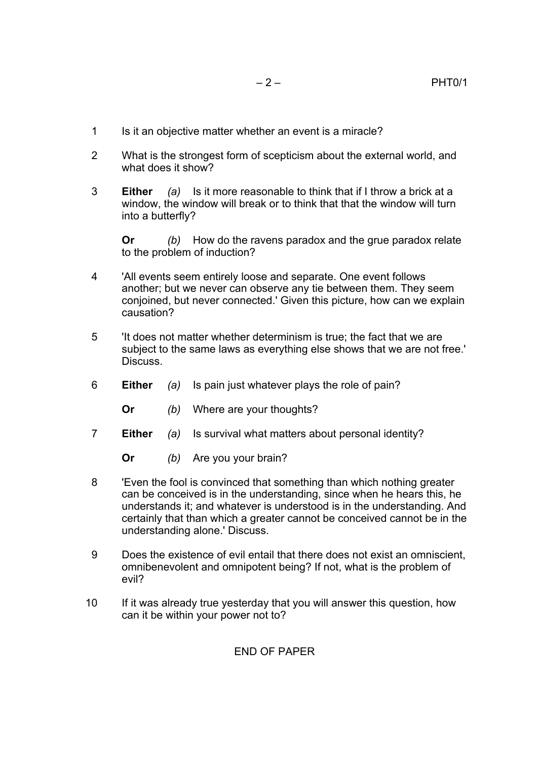1 Is it an objective matter whether an event is a miracle?

2 What is the strongest form of scepticism about the external world, and what does it show?

3 **Either** *(a)* Is it more reasonable to think that if I throw a brick at a window, the window will break or to think that that the window will turn into a butterfly?

**Or** *(b)* How do the ravens paradox and the grue paradox relate to the problem of induction?

4 'All events seem entirely loose and separate. One event follows another; but we never can observe any tie between them. They seem conjoined, but never connected.' Given this picture, how can we explain causation?

5 'It does not matter whether determinism is true; the fact that we are subject to the same laws as everything else shows that we are not free.' Discuss.

6 **Either** *(a)* Is pain just whatever plays the role of pain?

**Or** *(b)* Where are your thoughts?

7 **Either** *(a)* Is survival what matters about personal identity?

**Or** *(b)* Are you your brain?

8 'Even the fool is convinced that something than which nothing greater can be conceived is in the understanding, since when he hears this, he understands it; and whatever is understood is in the understanding. And certainly that than which a greater cannot be conceived cannot be in the understanding alone.' Discuss.

9 Does the existence of evil entail that there does not exist an omniscient, omnibenevolent and omnipotent being? If not, what is the problem of evil?

10 If it was already true yesterday that you will answer this question, how can it be within your power not to?

END OF PAPER